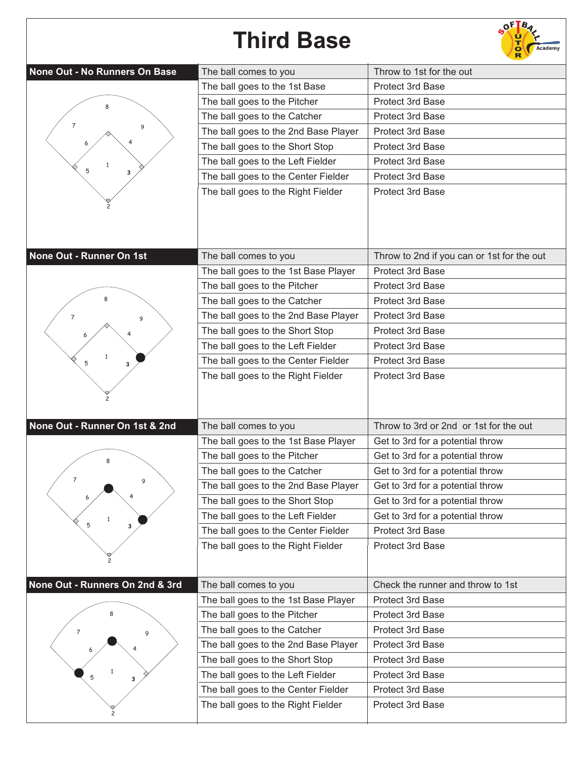# Third Base

## None Out - No Runners On Base

| Situation | Action |
|---|---|
| The ball comes to you | Throw to 1st for the out |
| The ball goes to the 1st Base | Protect 3rd Base |
| The ball goes to the Pitcher | Protect 3rd Base |
| The ball goes to the Catcher | Protect 3rd Base |
| The ball goes to the 2nd Base Player | Protect 3rd Base |
| The ball goes to the Short Stop | Protect 3rd Base |
| The ball goes to the Left Fielder | Protect 3rd Base |
| The ball goes to the Center Fielder | Protect 3rd Base |
| The ball goes to the Right Fielder | Protect 3rd Base |

## None Out - Runner On 1st

| Situation | Action |
|---|---|
| The ball comes to you | Throw to 2nd if you can or 1st for the out |
| The ball goes to the 1st Base Player | Protect 3rd Base |
| The ball goes to the Pitcher | Protect 3rd Base |
| The ball goes to the Catcher | Protect 3rd Base |
| The ball goes to the 2nd Base Player | Protect 3rd Base |
| The ball goes to the Short Stop | Protect 3rd Base |
| The ball goes to the Left Fielder | Protect 3rd Base |
| The ball goes to the Center Fielder | Protect 3rd Base |
| The ball goes to the Right Fielder | Protect 3rd Base |

## None Out - Runner On 1st & 2nd

| Situation | Action |
|---|---|
| The ball comes to you | Throw to 3rd or 2nd or 1st for the out |
| The ball goes to the 1st Base Player | Get to 3rd for a potential throw |
| The ball goes to the Pitcher | Get to 3rd for a potential throw |
| The ball goes to the Catcher | Get to 3rd for a potential throw |
| The ball goes to the 2nd Base Player | Get to 3rd for a potential throw |
| The ball goes to the Short Stop | Get to 3rd for a potential throw |
| The ball goes to the Left Fielder | Get to 3rd for a potential throw |
| The ball goes to the Center Fielder | Protect 3rd Base |
| The ball goes to the Right Fielder | Protect 3rd Base |

## None Out - Runners On 2nd & 3rd

| Situation | Action |
|---|---|
| The ball comes to you | Check the runner and throw to 1st |
| The ball goes to the 1st Base Player | Protect 3rd Base |
| The ball goes to the Pitcher | Protect 3rd Base |
| The ball goes to the Catcher | Protect 3rd Base |
| The ball goes to the 2nd Base Player | Protect 3rd Base |
| The ball goes to the Short Stop | Protect 3rd Base |
| The ball goes to the Left Fielder | Protect 3rd Base |
| The ball goes to the Center Fielder | Protect 3rd Base |
| The ball goes to the Right Fielder | Protect 3rd Base |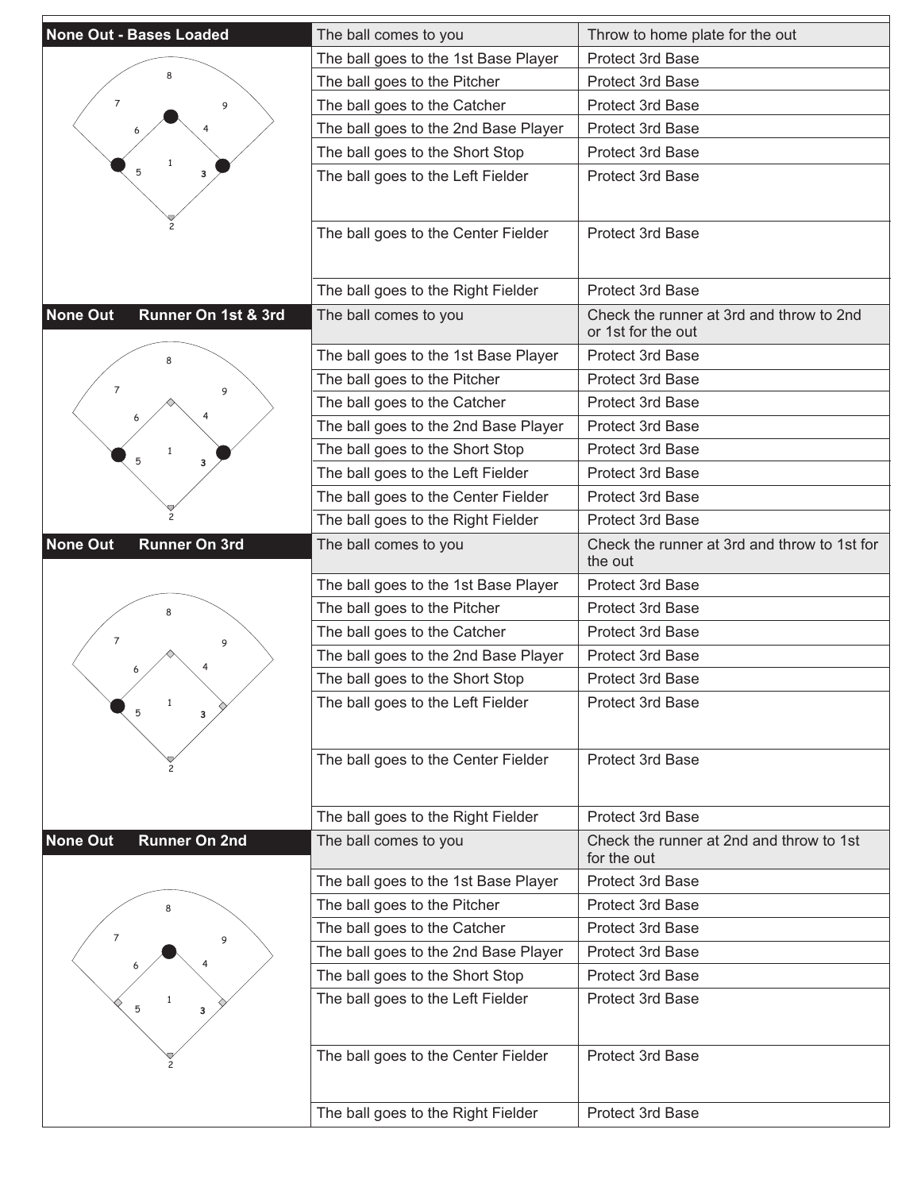| None Out - Bases Loaded | | |
|---|---|---|
| | The ball comes to you | Throw to home plate for the out |
| | The ball goes to the 1st Base Player | Protect 3rd Base |
| | The ball goes to the Pitcher | Protect 3rd Base |
| | The ball goes to the Catcher | Protect 3rd Base |
| | The ball goes to the 2nd Base Player | Protect 3rd Base |
| | The ball goes to the Short Stop | Protect 3rd Base |
| | The ball goes to the Left Fielder | Protect 3rd Base |
| | The ball goes to the Center Fielder | Protect 3rd Base |
| | The ball goes to the Right Fielder | Protect 3rd Base |

| None Out Runner On 1st & 3rd | | |
|---|---|---|
| | The ball comes to you | Check the runner at 3rd and throw to 2nd or 1st for the out |
| | The ball goes to the 1st Base Player | Protect 3rd Base |
| | The ball goes to the Pitcher | Protect 3rd Base |
| | The ball goes to the Catcher | Protect 3rd Base |
| | The ball goes to the 2nd Base Player | Protect 3rd Base |
| | The ball goes to the Short Stop | Protect 3rd Base |
| | The ball goes to the Left Fielder | Protect 3rd Base |
| | The ball goes to the Center Fielder | Protect 3rd Base |
| | The ball goes to the Right Fielder | Protect 3rd Base |

| None Out Runner On 3rd | | |
|---|---|---|
| | The ball comes to you | Check the runner at 3rd and throw to 1st for the out |
| | The ball goes to the 1st Base Player | Protect 3rd Base |
| | The ball goes to the Pitcher | Protect 3rd Base |
| | The ball goes to the Catcher | Protect 3rd Base |
| | The ball goes to the 2nd Base Player | Protect 3rd Base |
| | The ball goes to the Short Stop | Protect 3rd Base |
| | The ball goes to the Left Fielder | Protect 3rd Base |
| | The ball goes to the Center Fielder | Protect 3rd Base |
| | The ball goes to the Right Fielder | Protect 3rd Base |

| None Out Runner On 2nd | | |
|---|---|---|
| | The ball comes to you | Check the runner at 2nd and throw to 1st for the out |
| | The ball goes to the 1st Base Player | Protect 3rd Base |
| | The ball goes to the Pitcher | Protect 3rd Base |
| | The ball goes to the Catcher | Protect 3rd Base |
| | The ball goes to the 2nd Base Player | Protect 3rd Base |
| | The ball goes to the Short Stop | Protect 3rd Base |
| | The ball goes to the Left Fielder | Protect 3rd Base |
| | The ball goes to the Center Fielder | Protect 3rd Base |
| | The ball goes to the Right Fielder | Protect 3rd Base |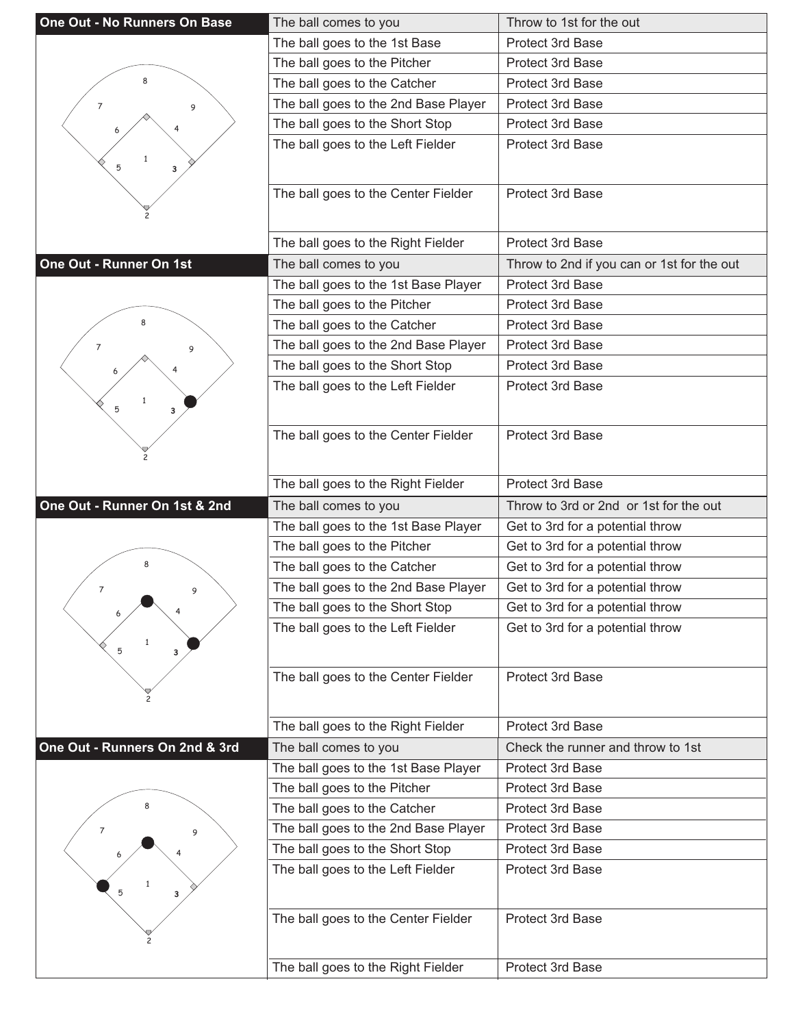## One Out - No Runners On Base

| Situation | Action |
|---|---|
| The ball comes to you | Throw to 1st for the out |
| The ball goes to the 1st Base | Protect 3rd Base |
| The ball goes to the Pitcher | Protect 3rd Base |
| The ball goes to the Catcher | Protect 3rd Base |
| The ball goes to the 2nd Base Player | Protect 3rd Base |
| The ball goes to the Short Stop | Protect 3rd Base |
| The ball goes to the Left Fielder | Protect 3rd Base |
| The ball goes to the Center Fielder | Protect 3rd Base |
| The ball goes to the Right Fielder | Protect 3rd Base |

## One Out - Runner On 1st

| Situation | Action |
|---|---|
| The ball comes to you | Throw to 2nd if you can or 1st for the out |
| The ball goes to the 1st Base Player | Protect 3rd Base |
| The ball goes to the Pitcher | Protect 3rd Base |
| The ball goes to the Catcher | Protect 3rd Base |
| The ball goes to the 2nd Base Player | Protect 3rd Base |
| The ball goes to the Short Stop | Protect 3rd Base |
| The ball goes to the Left Fielder | Protect 3rd Base |
| The ball goes to the Center Fielder | Protect 3rd Base |
| The ball goes to the Right Fielder | Protect 3rd Base |

## One Out - Runner On 1st & 2nd

| Situation | Action |
|---|---|
| The ball comes to you | Throw to 3rd or 2nd or 1st for the out |
| The ball goes to the 1st Base Player | Get to 3rd for a potential throw |
| The ball goes to the Pitcher | Get to 3rd for a potential throw |
| The ball goes to the Catcher | Get to 3rd for a potential throw |
| The ball goes to the 2nd Base Player | Get to 3rd for a potential throw |
| The ball goes to the Short Stop | Get to 3rd for a potential throw |
| The ball goes to the Left Fielder | Get to 3rd for a potential throw |
| The ball goes to the Center Fielder | Protect 3rd Base |
| The ball goes to the Right Fielder | Protect 3rd Base |

## One Out - Runners On 2nd & 3rd

| Situation | Action |
|---|---|
| The ball comes to you | Check the runner and throw to 1st |
| The ball goes to the 1st Base Player | Protect 3rd Base |
| The ball goes to the Pitcher | Protect 3rd Base |
| The ball goes to the Catcher | Protect 3rd Base |
| The ball goes to the 2nd Base Player | Protect 3rd Base |
| The ball goes to the Short Stop | Protect 3rd Base |
| The ball goes to the Left Fielder | Protect 3rd Base |
| The ball goes to the Center Fielder | Protect 3rd Base |
| The ball goes to the Right Fielder | Protect 3rd Base |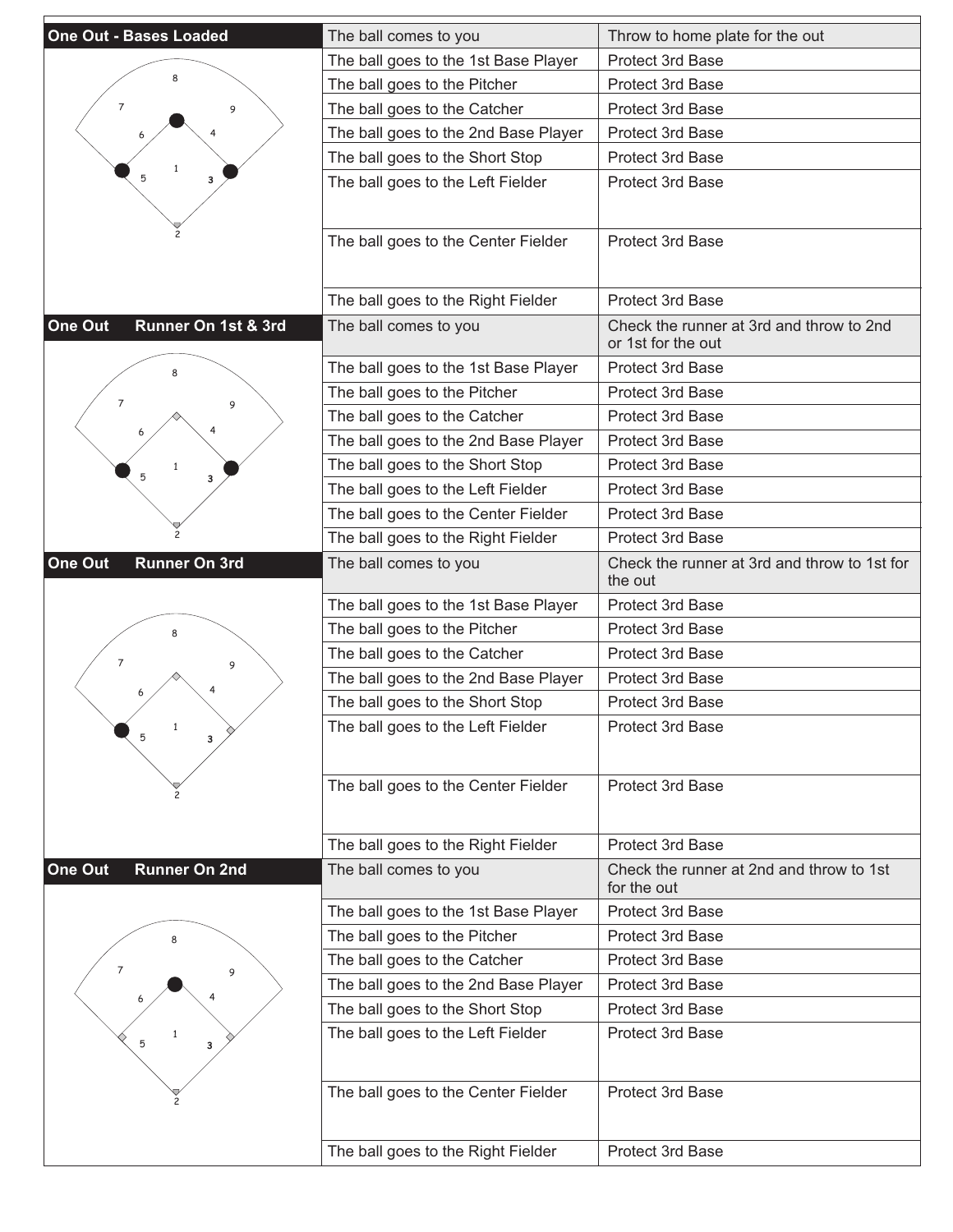## One Out - Bases Loaded

| Situation | Action |
| --- | --- |
| The ball comes to you | Throw to home plate for the out |
| The ball goes to the 1st Base Player | Protect 3rd Base |
| The ball goes to the Pitcher | Protect 3rd Base |
| The ball goes to the Catcher | Protect 3rd Base |
| The ball goes to the 2nd Base Player | Protect 3rd Base |
| The ball goes to the Short Stop | Protect 3rd Base |
| The ball goes to the Left Fielder | Protect 3rd Base |
| The ball goes to the Center Fielder | Protect 3rd Base |
| The ball goes to the Right Fielder | Protect 3rd Base |

## One Out Runner On 1st & 3rd

| Situation | Action |
| --- | --- |
| The ball comes to you | Check the runner at 3rd and throw to 2nd or 1st for the out |
| The ball goes to the 1st Base Player | Protect 3rd Base |
| The ball goes to the Pitcher | Protect 3rd Base |
| The ball goes to the Catcher | Protect 3rd Base |
| The ball goes to the 2nd Base Player | Protect 3rd Base |
| The ball goes to the Short Stop | Protect 3rd Base |
| The ball goes to the Left Fielder | Protect 3rd Base |
| The ball goes to the Center Fielder | Protect 3rd Base |
| The ball goes to the Right Fielder | Protect 3rd Base |

## One Out Runner On 3rd

| Situation | Action |
| --- | --- |
| The ball comes to you | Check the runner at 3rd and throw to 1st for the out |
| The ball goes to the 1st Base Player | Protect 3rd Base |
| The ball goes to the Pitcher | Protect 3rd Base |
| The ball goes to the Catcher | Protect 3rd Base |
| The ball goes to the 2nd Base Player | Protect 3rd Base |
| The ball goes to the Short Stop | Protect 3rd Base |
| The ball goes to the Left Fielder | Protect 3rd Base |
| The ball goes to the Center Fielder | Protect 3rd Base |
| The ball goes to the Right Fielder | Protect 3rd Base |

## One Out Runner On 2nd

| Situation | Action |
| --- | --- |
| The ball comes to you | Check the runner at 2nd and throw to 1st for the out |
| The ball goes to the 1st Base Player | Protect 3rd Base |
| The ball goes to the Pitcher | Protect 3rd Base |
| The ball goes to the Catcher | Protect 3rd Base |
| The ball goes to the 2nd Base Player | Protect 3rd Base |
| The ball goes to the Short Stop | Protect 3rd Base |
| The ball goes to the Left Fielder | Protect 3rd Base |
| The ball goes to the Center Fielder | Protect 3rd Base |
| The ball goes to the Right Fielder | Protect 3rd Base |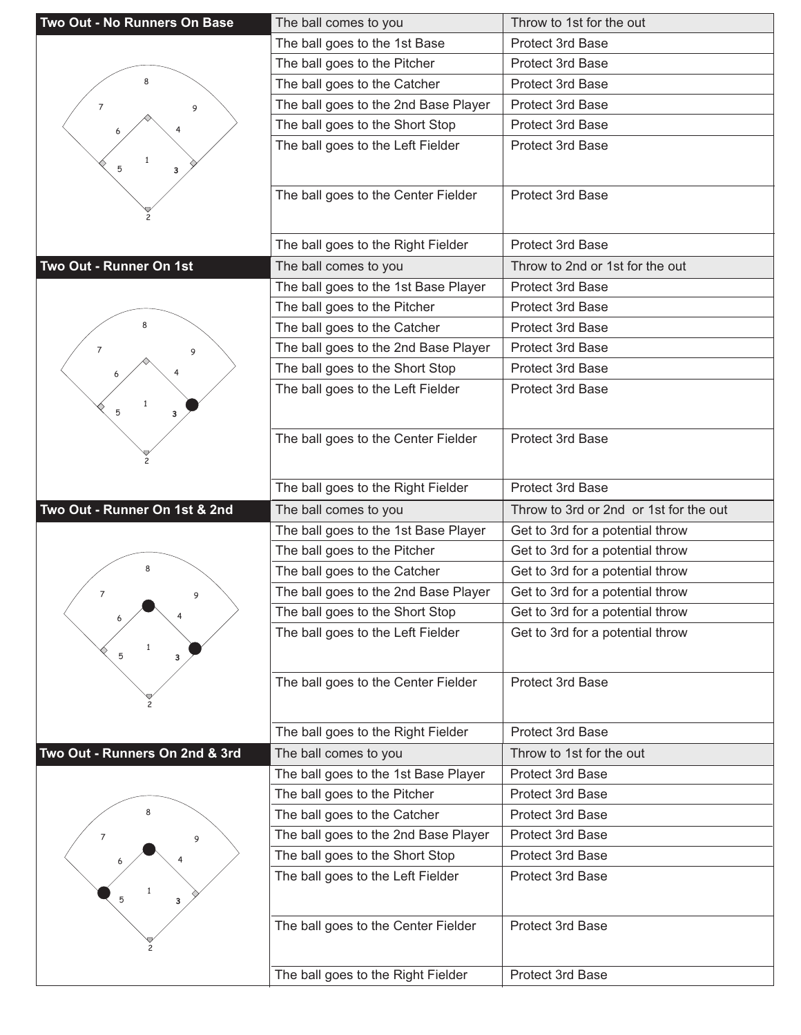## Two Out - No Runners On Base

| Situation | Action |
|---|---|
| The ball comes to you | Throw to 1st for the out |
| The ball goes to the 1st Base | Protect 3rd Base |
| The ball goes to the Pitcher | Protect 3rd Base |
| The ball goes to the Catcher | Protect 3rd Base |
| The ball goes to the 2nd Base Player | Protect 3rd Base |
| The ball goes to the Short Stop | Protect 3rd Base |
| The ball goes to the Left Fielder | Protect 3rd Base |
| The ball goes to the Center Fielder | Protect 3rd Base |
| The ball goes to the Right Fielder | Protect 3rd Base |

## Two Out - Runner On 1st

| Situation | Action |
|---|---|
| The ball comes to you | Throw to 2nd or 1st for the out |
| The ball goes to the 1st Base Player | Protect 3rd Base |
| The ball goes to the Pitcher | Protect 3rd Base |
| The ball goes to the Catcher | Protect 3rd Base |
| The ball goes to the 2nd Base Player | Protect 3rd Base |
| The ball goes to the Short Stop | Protect 3rd Base |
| The ball goes to the Left Fielder | Protect 3rd Base |
| The ball goes to the Center Fielder | Protect 3rd Base |
| The ball goes to the Right Fielder | Protect 3rd Base |

## Two Out - Runner On 1st & 2nd

| Situation | Action |
|---|---|
| The ball comes to you | Throw to 3rd or 2nd or 1st for the out |
| The ball goes to the 1st Base Player | Get to 3rd for a potential throw |
| The ball goes to the Pitcher | Get to 3rd for a potential throw |
| The ball goes to the Catcher | Get to 3rd for a potential throw |
| The ball goes to the 2nd Base Player | Get to 3rd for a potential throw |
| The ball goes to the Short Stop | Get to 3rd for a potential throw |
| The ball goes to the Left Fielder | Get to 3rd for a potential throw |
| The ball goes to the Center Fielder | Protect 3rd Base |
| The ball goes to the Right Fielder | Protect 3rd Base |

## Two Out - Runners On 2nd & 3rd

| Situation | Action |
|---|---|
| The ball comes to you | Throw to 1st for the out |
| The ball goes to the 1st Base Player | Protect 3rd Base |
| The ball goes to the Pitcher | Protect 3rd Base |
| The ball goes to the Catcher | Protect 3rd Base |
| The ball goes to the 2nd Base Player | Protect 3rd Base |
| The ball goes to the Short Stop | Protect 3rd Base |
| The ball goes to the Left Fielder | Protect 3rd Base |
| The ball goes to the Center Fielder | Protect 3rd Base |
| The ball goes to the Right Fielder | Protect 3rd Base |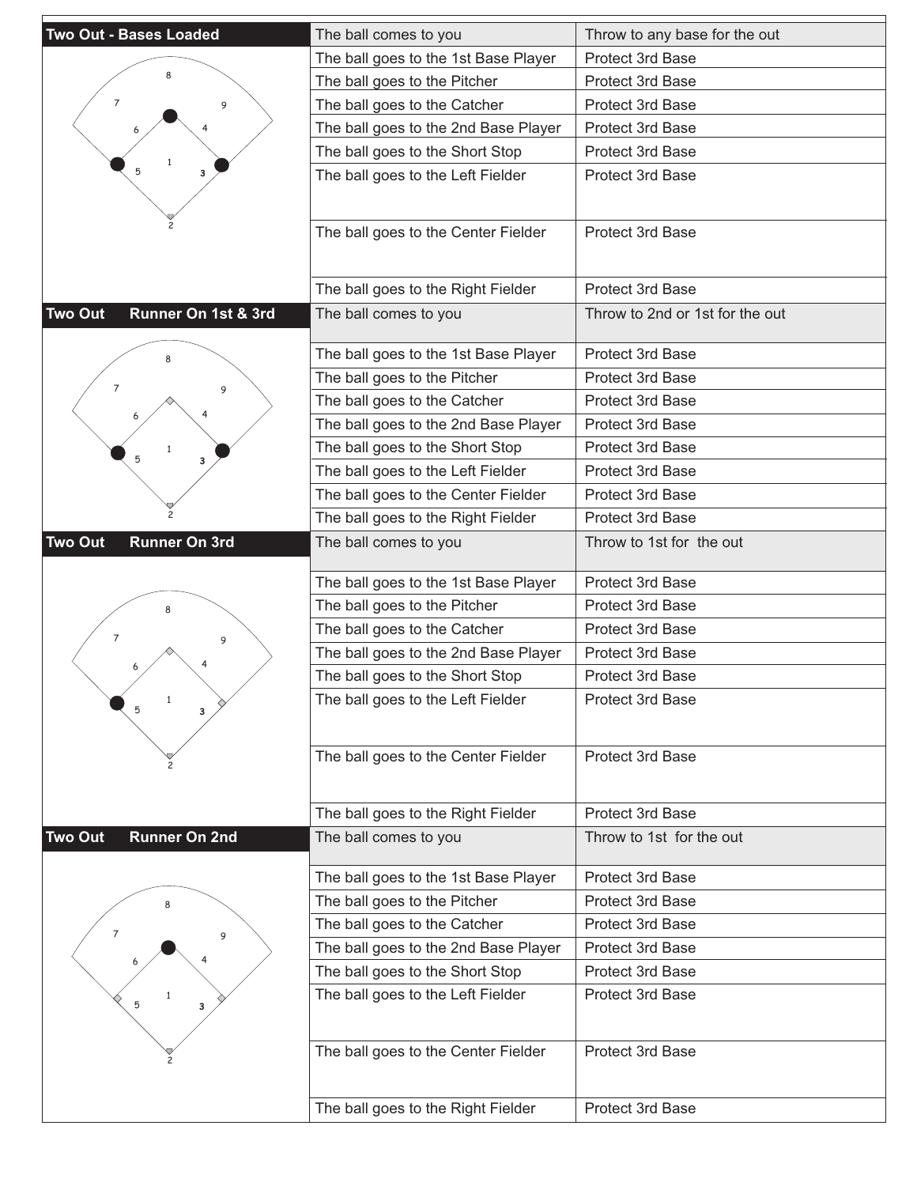| | | |
|---|---|---|
| **Two Out - Bases Loaded** | The ball comes to you | Throw to any base for the out |
| 8 7 9 6 4 1 5 3 2 | The ball goes to the 1st Base Player | Protect 3rd Base |
| | The ball goes to the Pitcher | Protect 3rd Base |
| | The ball goes to the Catcher | Protect 3rd Base |
| | The ball goes to the 2nd Base Player | Protect 3rd Base |
| | The ball goes to the Short Stop | Protect 3rd Base |
| | The ball goes to the Left Fielder | Protect 3rd Base |
| | The ball goes to the Center Fielder | Protect 3rd Base |
| | The ball goes to the Right Fielder | Protect 3rd Base |
| **Two Out Runner On 1st & 3rd** | The ball comes to you | Throw to 2nd or 1st for the out |
| 8 7 9 6 4 1 5 3 2 | The ball goes to the 1st Base Player | Protect 3rd Base |
| | The ball goes to the Pitcher | Protect 3rd Base |
| | The ball goes to the Catcher | Protect 3rd Base |
| | The ball goes to the 2nd Base Player | Protect 3rd Base |
| | The ball goes to the Short Stop | Protect 3rd Base |
| | The ball goes to the Left Fielder | Protect 3rd Base |
| | The ball goes to the Center Fielder | Protect 3rd Base |
| | The ball goes to the Right Fielder | Protect 3rd Base |
| **Two Out Runner On 3rd** | The ball comes to you | Throw to 1st for the out |
| 8 7 9 6 4 1 5 3 2 | The ball goes to the 1st Base Player | Protect 3rd Base |
| | The ball goes to the Pitcher | Protect 3rd Base |
| | The ball goes to the Catcher | Protect 3rd Base |
| | The ball goes to the 2nd Base Player | Protect 3rd Base |
| | The ball goes to the Short Stop | Protect 3rd Base |
| | The ball goes to the Left Fielder | Protect 3rd Base |
| | The ball goes to the Center Fielder | Protect 3rd Base |
| | The ball goes to the Right Fielder | Protect 3rd Base |
| **Two Out Runner On 2nd** | The ball comes to you | Throw to 1st for the out |
| 8 7 9 6 4 1 5 3 2 | The ball goes to the 1st Base Player | Protect 3rd Base |
| | The ball goes to the Pitcher | Protect 3rd Base |
| | The ball goes to the Catcher | Protect 3rd Base |
| | The ball goes to the 2nd Base Player | Protect 3rd Base |
| | The ball goes to the Short Stop | Protect 3rd Base |
| | The ball goes to the Left Fielder | Protect 3rd Base |
| | The ball goes to the Center Fielder | Protect 3rd Base |
| | The ball goes to the Right Fielder | Protect 3rd Base |